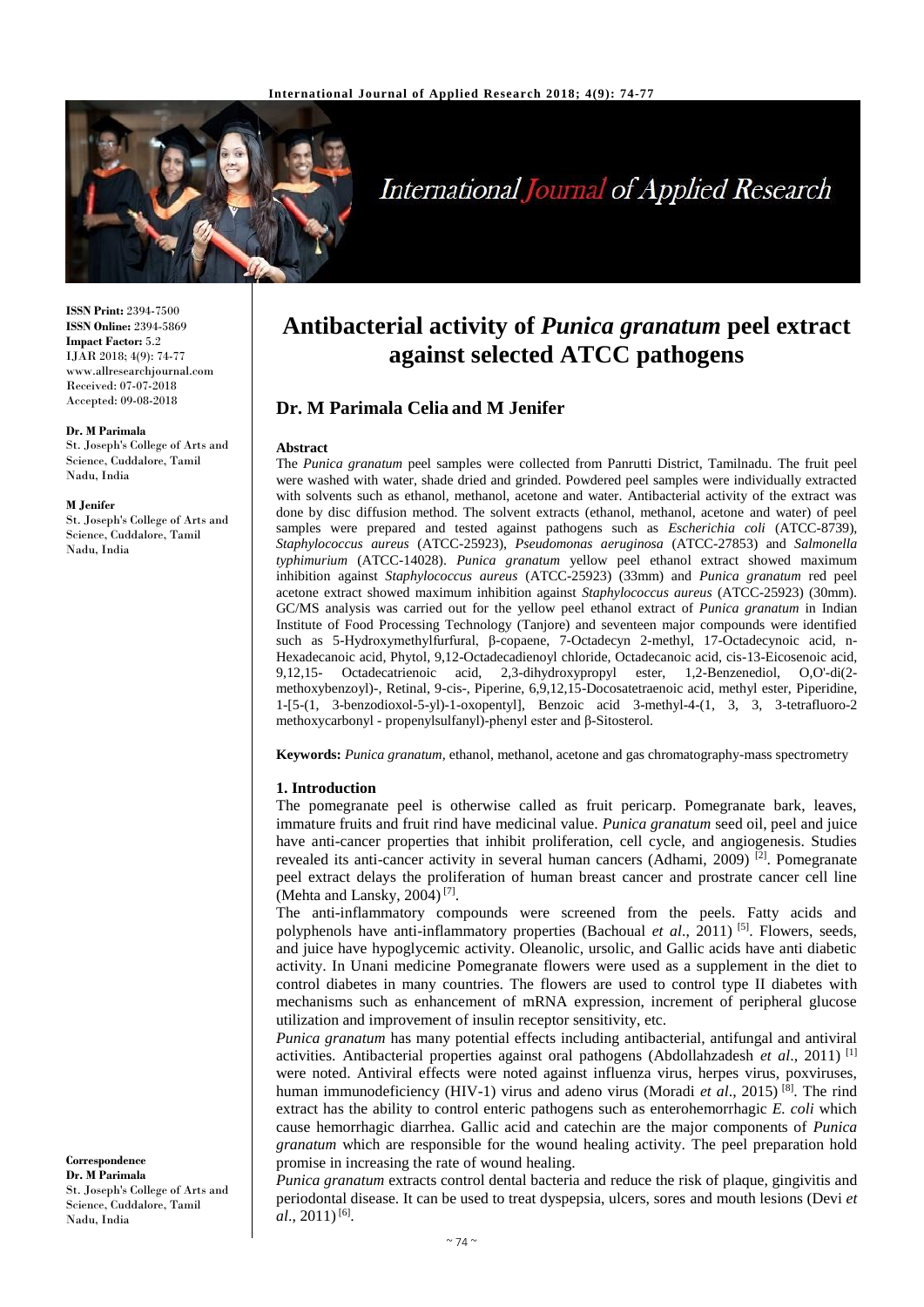**ISSN Print:** 2394-7500
**ISSN Online:** 2394-5869
**Impact Factor:** 5.2
IJAR 2018; 4(9): 74-77
www.allresearchjournal.com
Received: 07-07-2018
Accepted: 09-08-2018

**Dr. M Parimala**
St. Joseph's College of Arts and Science, Cuddalore, Tamil Nadu, India

**M Jenifer**
St. Joseph's College of Arts and Science, Cuddalore, Tamil Nadu, India

**Correspondence**
**Dr. M Parimala**
St. Joseph's College of Arts and Science, Cuddalore, Tamil Nadu, India

# Antibacterial activity of *Punica granatum* peel extract against selected ATCC pathogens

## Dr. M Parimala Celia and M Jenifer

**Abstract**

The *Punica granatum* peel samples were collected from Panrutti District, Tamilnadu. The fruit peel were washed with water, shade dried and grinded. Powdered peel samples were individually extracted with solvents such as ethanol, methanol, acetone and water. Antibacterial activity of the extract was done by disc diffusion method. The solvent extracts (ethanol, methanol, acetone and water) of peel samples were prepared and tested against pathogens such as *Escherichia coli* (ATCC-8739), *Staphylococcus aureus* (ATCC-25923), *Pseudomonas aeruginosa* (ATCC-27853) and *Salmonella typhimurium* (ATCC-14028). *Punica granatum* yellow peel ethanol extract showed maximum inhibition against *Staphylococcus aureus* (ATCC-25923) (33mm) and *Punica granatum* red peel acetone extract showed maximum inhibition against *Staphylococcus aureus* (ATCC-25923) (30mm). GC/MS analysis was carried out for the yellow peel ethanol extract of *Punica granatum* in Indian Institute of Food Processing Technology (Tanjore) and seventeen major compounds were identified such as 5-Hydroxymethylfurfural, β-copaene, 7-Octadecyn 2-methyl, 17-Octadecynoic acid, n-Hexadecanoic acid, Phytol, 9,12-Octadecadienoyl chloride, Octadecanoic acid, cis-13-Eicosenoic acid, 9,12,15- Octadecatrienoic acid, 2,3-dihydroxypropyl ester, 1,2-Benzenediol, O,O'-di(2-methoxybenzoyl)-, Retinal, 9-cis-, Piperine, 6,9,12,15-Docosatetraenoic acid, methyl ester, Piperidine, 1-[5-(1, 3-benzodioxol-5-yl)-1-oxopentyl], Benzoic acid 3-methyl-4-(1, 3, 3, 3-tetrafluoro-2 methoxycarbonyl - propenylsulfanyl)-phenyl ester and β-Sitosterol.

**Keywords:** *Punica granatum*, ethanol, methanol, acetone and gas chromatography-mass spectrometry

### 1. Introduction

The pomegranate peel is otherwise called as fruit pericarp. Pomegranate bark, leaves, immature fruits and fruit rind have medicinal value. *Punica granatum* seed oil, peel and juice have anti-cancer properties that inhibit proliferation, cell cycle, and angiogenesis. Studies revealed its anti-cancer activity in several human cancers (Adhami, 2009) [2]. Pomegranate peel extract delays the proliferation of human breast cancer and prostrate cancer cell line (Mehta and Lansky, 2004) [7].

The anti-inflammatory compounds were screened from the peels. Fatty acids and polyphenols have anti-inflammatory properties (Bachoual *et al*., 2011) [5]. Flowers, seeds, and juice have hypoglycemic activity. Oleanolic, ursolic, and Gallic acids have anti diabetic activity. In Unani medicine Pomegranate flowers were used as a supplement in the diet to control diabetes in many countries. The flowers are used to control type II diabetes with mechanisms such as enhancement of mRNA expression, increment of peripheral glucose utilization and improvement of insulin receptor sensitivity, etc.

*Punica granatum* has many potential effects including antibacterial, antifungal and antiviral activities. Antibacterial properties against oral pathogens (Abdollahzadesh *et al*., 2011) [1] were noted. Antiviral effects were noted against influenza virus, herpes virus, poxviruses, human immunodeficiency (HIV-1) virus and adeno virus (Moradi *et al*., 2015) [8]. The rind extract has the ability to control enteric pathogens such as enterohemorrhagic *E. coli* which cause hemorrhagic diarrhea. Gallic acid and catechin are the major components of *Punica granatum* which are responsible for the wound healing activity. The peel preparation hold promise in increasing the rate of wound healing.

*Punica granatum* extracts control dental bacteria and reduce the risk of plaque, gingivitis and periodontal disease. It can be used to treat dyspepsia, ulcers, sores and mouth lesions (Devi *et al*., 2011) [6].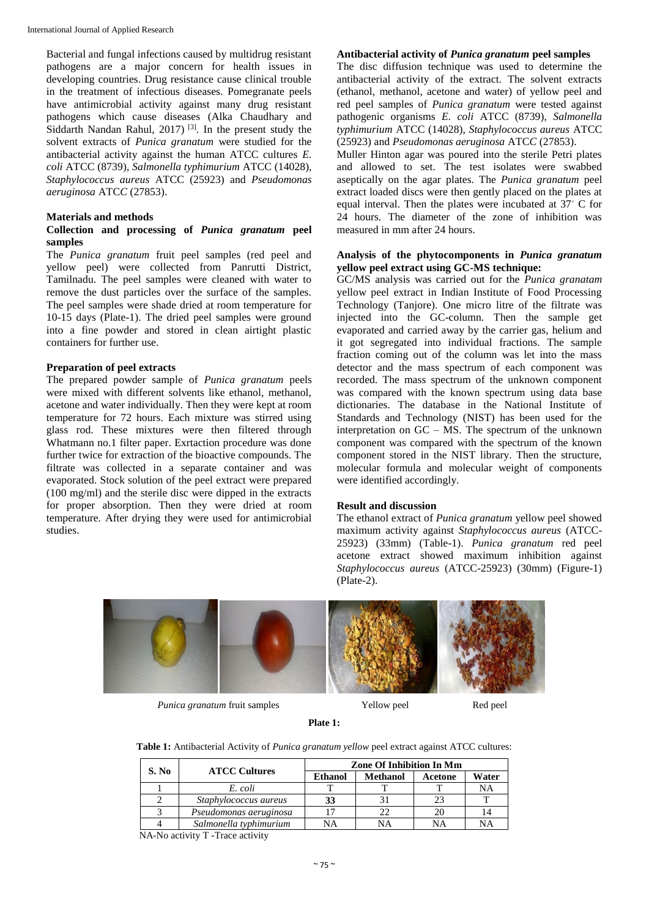Bacterial and fungal infections caused by multidrug resistant pathogens are a major concern for health issues in developing countries. Drug resistance cause clinical trouble in the treatment of infectious diseases. Pomegranate peels have antimicrobial activity against many drug resistant pathogens which cause diseases (Alka Chaudhary and Siddarth Nandan Rahul, 2017) [3]. In the present study the solvent extracts of *Punica granatum* were studied for the antibacterial activity against the human ATCC cultures *E. coli* ATCC (8739), *Salmonella typhimurium* ATCC (14028), *Staphylococcus aureus* ATCC (25923) and *Pseudomonas aeruginosa* ATCC (27853).

## Materials and methods

### Collection and processing of *Punica granatum* peel samples

The *Punica granatum* fruit peel samples (red peel and yellow peel) were collected from Panrutti District, Tamilnadu. The peel samples were cleaned with water to remove the dust particles over the surface of the samples. The peel samples were shade dried at room temperature for 10-15 days (Plate-1). The dried peel samples were ground into a fine powder and stored in clean airtight plastic containers for further use.

### Preparation of peel extracts

The prepared powder sample of *Punica granatum* peels were mixed with different solvents like ethanol, methanol, acetone and water individually. Then they were kept at room temperature for 72 hours. Each mixture was stirred using glass rod. These mixtures were then filtered through Whatmann no.1 filter paper. Exrtaction procedure was done further twice for extraction of the bioactive compounds. The filtrate was collected in a separate container and was evaporated. Stock solution of the peel extract were prepared (100 mg/ml) and the sterile disc were dipped in the extracts for proper absorption. Then they were dried at room temperature. After drying they were used for antimicrobial studies.

### Antibacterial activity of *Punica granatum* peel samples

The disc diffusion technique was used to determine the antibacterial activity of the extract. The solvent extracts (ethanol, methanol, acetone and water) of yellow peel and red peel samples of *Punica granatum* were tested against pathogenic organisms *E. coli* ATCC (8739), *Salmonella typhimurium* ATCC (14028), *Staphylococcus aureus* ATCC (25923) and *Pseudomonas aeruginosa* ATCC (27853).

Muller Hinton agar was poured into the sterile Petri plates and allowed to set. The test isolates were swabbed aseptically on the agar plates. The *Punica granatum* peel extract loaded discs were then gently placed on the plates at equal interval. Then the plates were incubated at 37° C for 24 hours. The diameter of the zone of inhibition was measured in mm after 24 hours.

### Analysis of the phytocomponents in *Punica granatum* yellow peel extract using GC-MS technique:

GC/MS analysis was carried out for the *Punica granatam* yellow peel extract in Indian Institute of Food Processing Technology (Tanjore). One micro litre of the filtrate was injected into the GC-column. Then the sample get evaporated and carried away by the carrier gas, helium and it got segregated into individual fractions. The sample fraction coming out of the column was let into the mass detector and the mass spectrum of each component was recorded. The mass spectrum of the unknown component was compared with the known spectrum using data base dictionaries. The database in the National Institute of Standards and Technology (NIST) has been used for the interpretation on GC – MS. The spectrum of the unknown component was compared with the spectrum of the known component stored in the NIST library. Then the structure, molecular formula and molecular weight of components were identified accordingly.

## Result and discussion

The ethanol extract of *Punica granatum* yellow peel showed maximum activity against *Staphylococcus aureus* (ATCC-25923) (33mm) (Table-1). *Punica granatum* red peel acetone extract showed maximum inhibition against *Staphylococcus aureus* (ATCC-25923) (30mm) (Figure-1) (Plate-2).

*Punica granatum* fruit samples &nbsp;&nbsp;&nbsp; Yellow peel &nbsp;&nbsp;&nbsp; Red peel

**Plate 1:**

**Table 1:** Antibacterial Activity of *Punica granatum yellow* peel extract against ATCC cultures:

| S. No | ATCC Cultures | Zone Of Inhibition In Mm | | | |
|---|---|---|---|---|---|
| | | Ethanol | Methanol | Acetone | Water |
| 1 | *E. coli* | T | T | T | NA |
| 2 | *Staphylococcus aureus* | **33** | 31 | 23 | T |
| 3 | *Pseudomonas aeruginosa* | 17 | 22 | 20 | 14 |
| 4 | *Salmonella typhimurium* | NA | NA | NA | NA |

NA-No activity T -Trace activity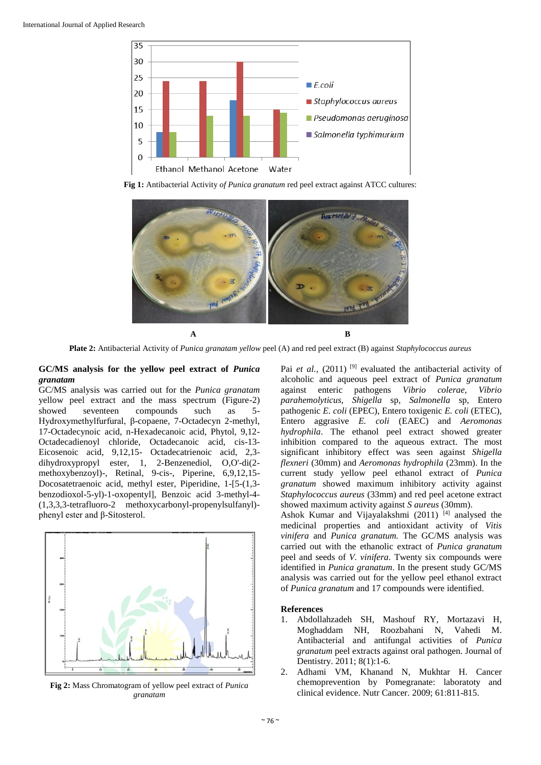Fig 1: Antibacterial Activity *of Punica granatum* red peel extract against ATCC cultures:

**A** **B**

**Plate 2:** Antibacterial Activity of *Punica granatum yellow* peel (A) and red peel extract (B) against *Staphylococcus aureus*

**GC/MS analysis for the yellow peel extract of *Punica granatam***

GC/MS analysis was carried out for the *Punica granatam* yellow peel extract and the mass spectrum (Figure-2) showed seventeen compounds such as 5-Hydroxymethylfurfural, β-copaene, 7-Octadecyn 2-methyl, 17-Octadecynoic acid, n-Hexadecanoic acid, Phytol, 9,12-Octadecadienoyl chloride, Octadecanoic acid, cis-13-Eicosenoic acid, 9,12,15- Octadecatrienoic acid, 2,3-dihydroxypropyl ester, 1, 2-Benzenediol, O,O'-di(2-methoxybenzoyl)-, Retinal, 9-cis-, Piperine, 6,9,12,15-Docosatetraenoic acid, methyl ester, Piperidine, 1-[5-(1,3-benzodioxol-5-yl)-1-oxopentyl], Benzoic acid 3-methyl-4-(1,3,3,3-tetrafluoro-2 methoxycarbonyl-propenylsulfanyl)-phenyl ester and β-Sitosterol.

**Fig 2:** Mass Chromatogram of yellow peel extract of *Punica granatam*

Pai *et al.*, (2011) [9] evaluated the antibacterial activity of alcoholic and aqueous peel extract of *Punica granatum* against enteric pathogens *Vibrio colerae, Vibrio parahemolyticus, Shigella* sp, *Salmonella* sp, Entero pathogenic *E. coli* (EPEC), Entero toxigenic *E. coli* (ETEC), Entero aggrasive *E. coli* (EAEC) and *Aeromonas hydrophila*. The ethanol peel extract showed greater inhibition compared to the aqueous extract. The most significant inhibitory effect was seen against *Shigella flexneri* (30mm) and *Aeromonas hydrophila* (23mm). In the current study yellow peel ethanol extract of *Punica granatum* showed maximum inhibitory activity against *Staphylococcus aureus* (33mm) and red peel acetone extract showed maximum activity against *S aureus* (30mm).

Ashok Kumar and Vijayalakshmi (2011) [4] analysed the medicinal properties and antioxidant activity of *Vitis vinifera* and *Punica granatum.* The GC/MS analysis was carried out with the ethanolic extract of *Punica granatum* peel and seeds of *V. vinifera*. Twenty six compounds were identified in *Punica granatum*. In the present study GC/MS analysis was carried out for the yellow peel ethanol extract of *Punica granatum* and 17 compounds were identified.

**References**

1. Abdollahzadeh SH, Mashouf RY, Mortazavi H, Moghaddam NH, Roozbahani N, Vahedi M. Antibacterial and antifungal activities of *Punica granatum* peel extracts against oral pathogen. Journal of Dentistry. 2011; 8(1):1-6.
2. Adhami VM, Khanand N, Mukhtar H. Cancer chemoprevention by Pomegranate: laboratoty and clinical evidence. Nutr Cancer. 2009; 61:811-815.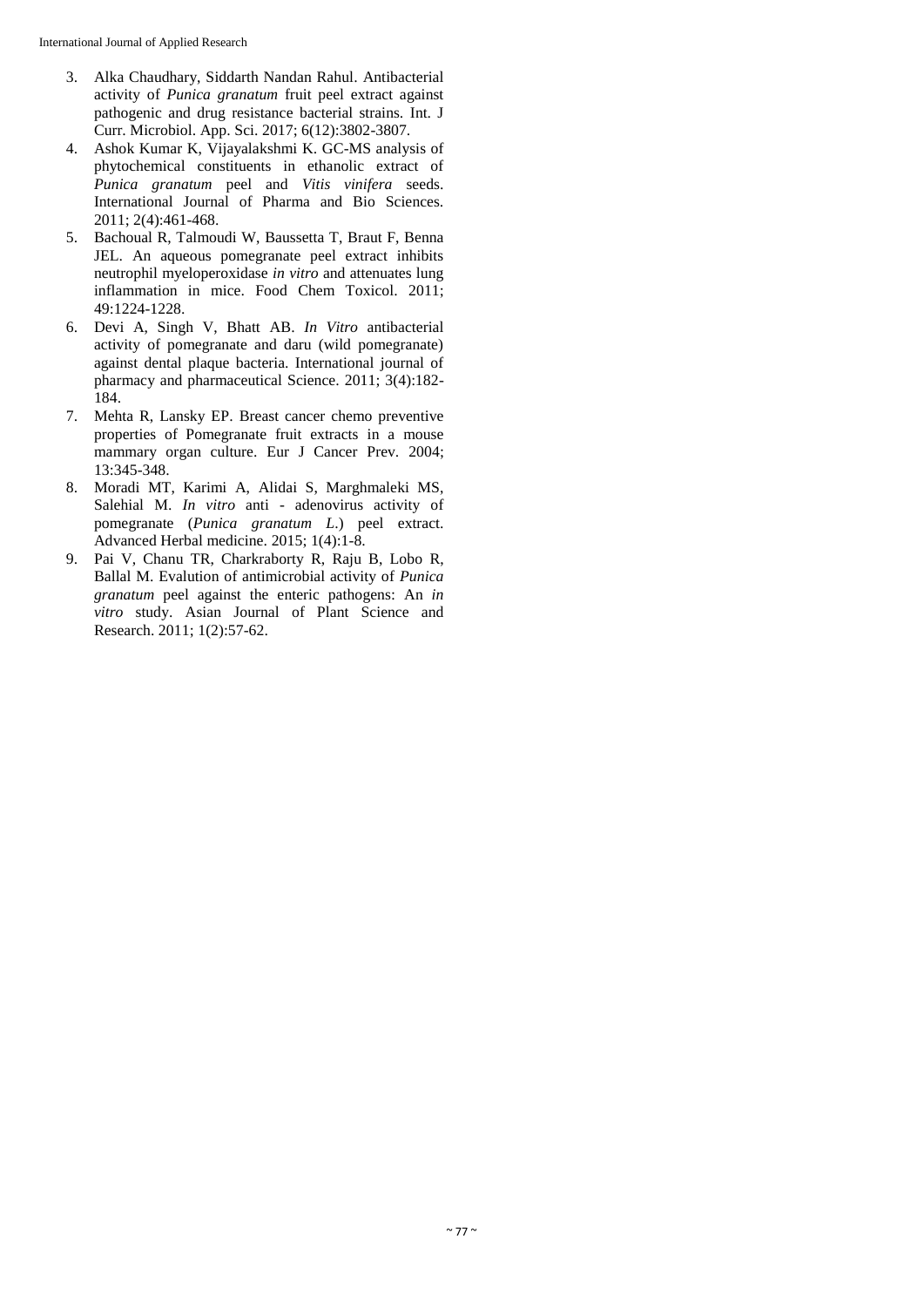3. Alka Chaudhary, Siddarth Nandan Rahul. Antibacterial activity of *Punica granatum* fruit peel extract against pathogenic and drug resistance bacterial strains. Int. J Curr. Microbiol. App. Sci. 2017; 6(12):3802-3807.
4. Ashok Kumar K, Vijayalakshmi K. GC-MS analysis of phytochemical constituents in ethanolic extract of *Punica granatum* peel and *Vitis vinifera* seeds. International Journal of Pharma and Bio Sciences. 2011; 2(4):461-468.
5. Bachoual R, Talmoudi W, Baussetta T, Braut F, Benna JEL. An aqueous pomegranate peel extract inhibits neutrophil myeloperoxidase *in vitro* and attenuates lung inflammation in mice. Food Chem Toxicol. 2011; 49:1224-1228.
6. Devi A, Singh V, Bhatt AB. *In Vitro* antibacterial activity of pomegranate and daru (wild pomegranate) against dental plaque bacteria. International journal of pharmacy and pharmaceutical Science. 2011; 3(4):182-184.
7. Mehta R, Lansky EP. Breast cancer chemo preventive properties of Pomegranate fruit extracts in a mouse mammary organ culture. Eur J Cancer Prev. 2004; 13:345-348.
8. Moradi MT, Karimi A, Alidai S, Marghmaleki MS, Salehial M. *In vitro* anti - adenovirus activity of pomegranate (*Punica granatum L*.) peel extract. Advanced Herbal medicine. 2015; 1(4):1-8.
9. Pai V, Chanu TR, Charkraborty R, Raju B, Lobo R, Ballal M. Evalution of antimicrobial activity of *Punica granatum* peel against the enteric pathogens: An *in vitro* study. Asian Journal of Plant Science and Research. 2011; 1(2):57-62.